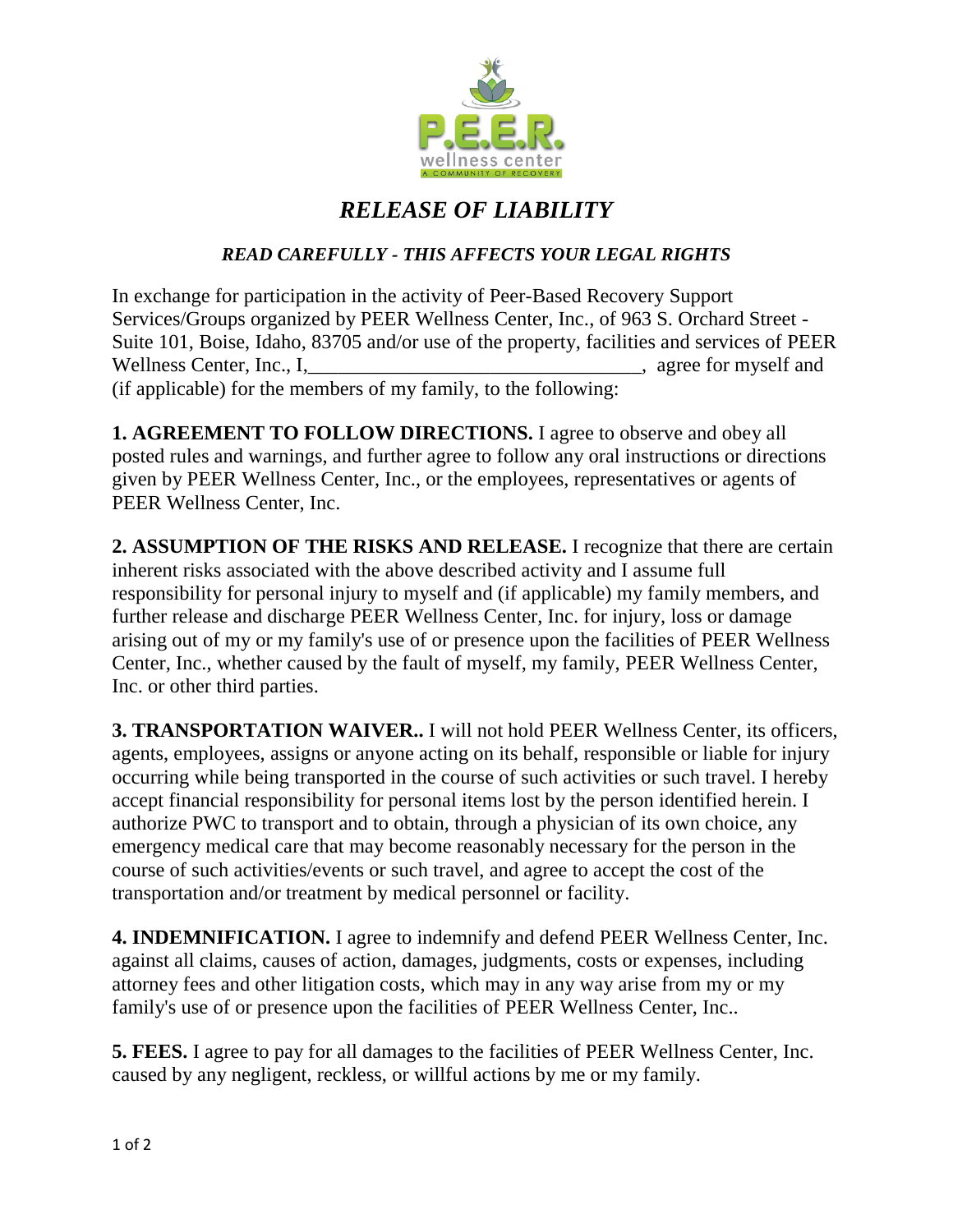# *RELEASE OF LIABILITY*

### *READ CAREFULLY - THIS AFFECTS YOUR LEGAL RIGHTS*

In exchange for participation in the activity of Peer-Based Recovery Support Services/Groups organized by PEER Wellness Center, Inc., of 963 S. Orchard Street - Suite 101, Boise, Idaho, 83705 and/or use of the property, facilities and services of PEER Wellness Center, Inc., I,_________________________________, agree for myself and (if applicable) for the members of my family, to the following:

**1. AGREEMENT TO FOLLOW DIRECTIONS.** I agree to observe and obey all posted rules and warnings, and further agree to follow any oral instructions or directions given by PEER Wellness Center, Inc., or the employees, representatives or agents of PEER Wellness Center, Inc.

**2. ASSUMPTION OF THE RISKS AND RELEASE.** I recognize that there are certain inherent risks associated with the above described activity and I assume full responsibility for personal injury to myself and (if applicable) my family members, and further release and discharge PEER Wellness Center, Inc. for injury, loss or damage arising out of my or my family's use of or presence upon the facilities of PEER Wellness Center, Inc., whether caused by the fault of myself, my family, PEER Wellness Center, Inc. or other third parties.

**3. TRANSPORTATION WAIVER..** I will not hold PEER Wellness Center, its officers, agents, employees, assigns or anyone acting on its behalf, responsible or liable for injury occurring while being transported in the course of such activities or such travel. I hereby accept financial responsibility for personal items lost by the person identified herein. I authorize PWC to transport and to obtain, through a physician of its own choice, any emergency medical care that may become reasonably necessary for the person in the course of such activities/events or such travel, and agree to accept the cost of the transportation and/or treatment by medical personnel or facility.

**4. INDEMNIFICATION.** I agree to indemnify and defend PEER Wellness Center, Inc. against all claims, causes of action, damages, judgments, costs or expenses, including attorney fees and other litigation costs, which may in any way arise from my or my family's use of or presence upon the facilities of PEER Wellness Center, Inc..

**5. FEES.** I agree to pay for all damages to the facilities of PEER Wellness Center, Inc. caused by any negligent, reckless, or willful actions by me or my family.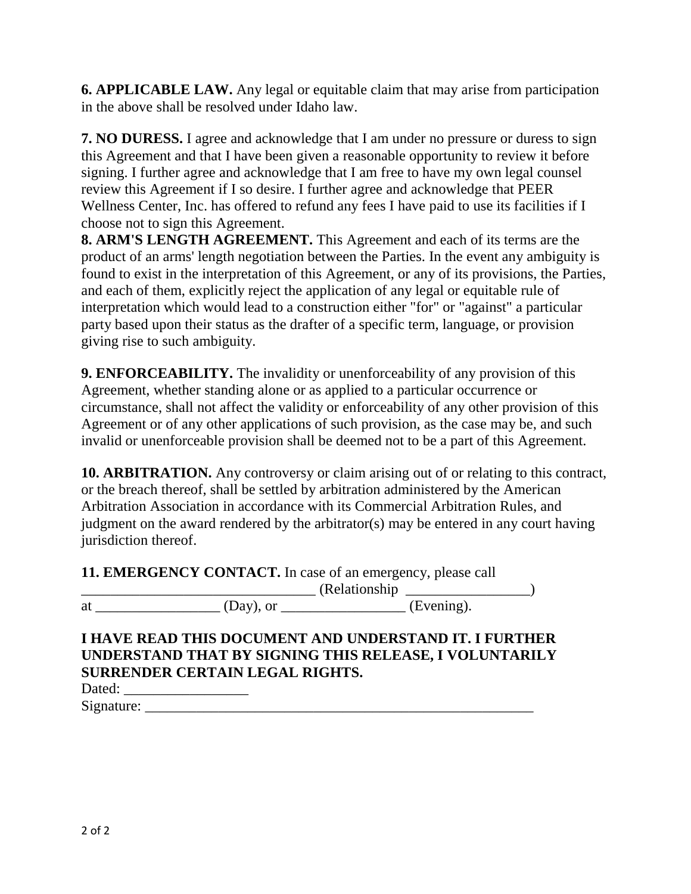**6. APPLICABLE LAW.** Any legal or equitable claim that may arise from participation in the above shall be resolved under Idaho law.

**7. NO DURESS.** I agree and acknowledge that I am under no pressure or duress to sign this Agreement and that I have been given a reasonable opportunity to review it before signing. I further agree and acknowledge that I am free to have my own legal counsel review this Agreement if I so desire. I further agree and acknowledge that PEER Wellness Center, Inc. has offered to refund any fees I have paid to use its facilities if I choose not to sign this Agreement.

**8. ARM'S LENGTH AGREEMENT.** This Agreement and each of its terms are the product of an arms' length negotiation between the Parties. In the event any ambiguity is found to exist in the interpretation of this Agreement, or any of its provisions, the Parties, and each of them, explicitly reject the application of any legal or equitable rule of interpretation which would lead to a construction either "for" or "against" a particular party based upon their status as the drafter of a specific term, language, or provision giving rise to such ambiguity.

**9. ENFORCEABILITY.** The invalidity or unenforceability of any provision of this Agreement, whether standing alone or as applied to a particular occurrence or circumstance, shall not affect the validity or enforceability of any other provision of this Agreement or of any other applications of such provision, as the case may be, and such invalid or unenforceable provision shall be deemed not to be a part of this Agreement.

**10. ARBITRATION.** Any controversy or claim arising out of or relating to this contract, or the breach thereof, shall be settled by arbitration administered by the American Arbitration Association in accordance with its Commercial Arbitration Rules, and judgment on the award rendered by the arbitrator(s) may be entered in any court having jurisdiction thereof.

**11. EMERGENCY CONTACT.** In case of an emergency, please call ________________________________ (Relationship _________________) at _________________ (Day), or _________________ (Evening).

**I HAVE READ THIS DOCUMENT AND UNDERSTAND IT. I FURTHER UNDERSTAND THAT BY SIGNING THIS RELEASE, I VOLUNTARILY SURRENDER CERTAIN LEGAL RIGHTS.**

Dated: _________________

Signature: ________________________________________________________